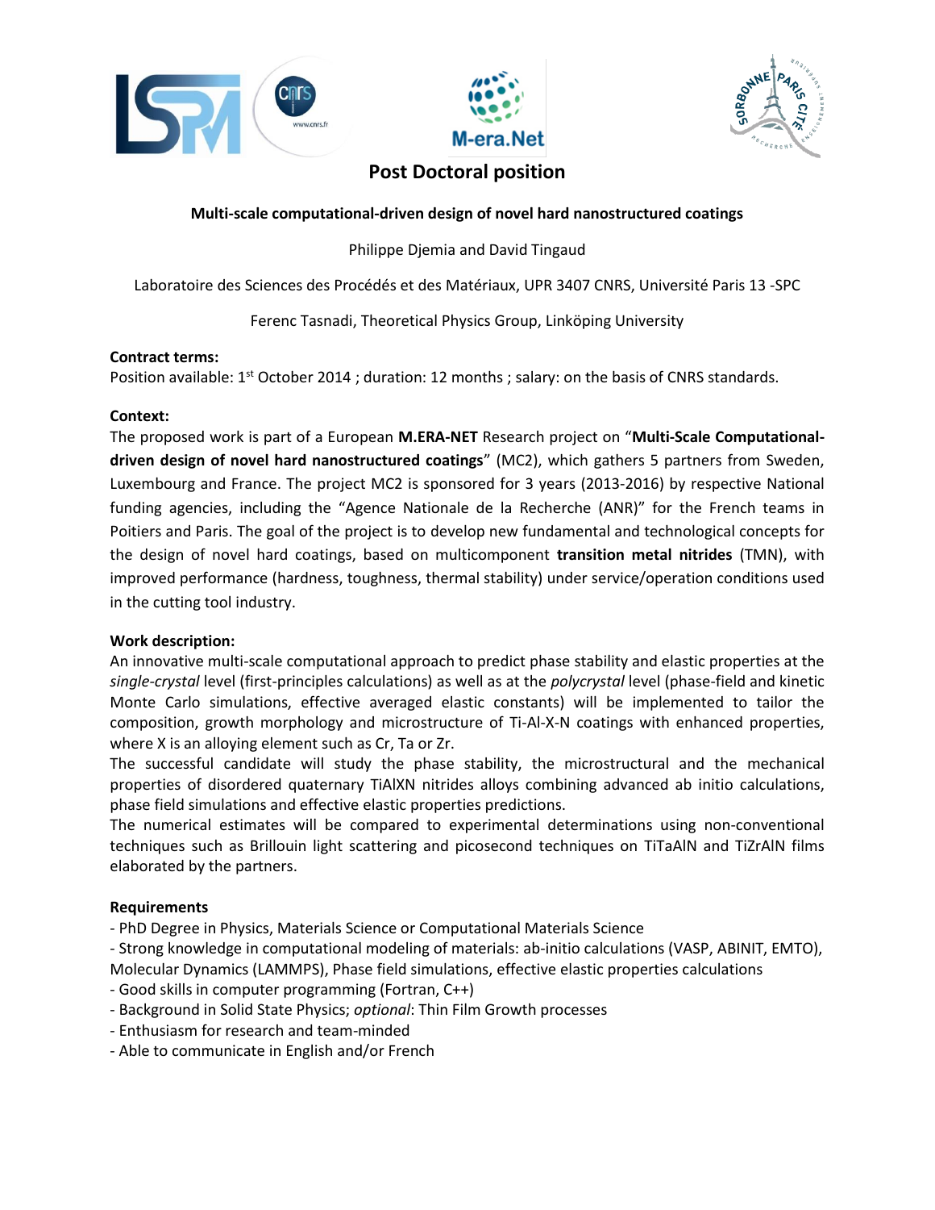# Post Doctoral position

**Multi-scale computational-driven design of novel hard nanostructured coatings**

Philippe Djemia and David Tingaud

Laboratoire des Sciences des Procédés et des Matériaux, UPR 3407 CNRS, Université Paris 13 -SPC

Ferenc Tasnadi, Theoretical Physics Group, Linköping University

**Contract terms:**
Position available: 1st October 2014 ; duration: 12 months ; salary: on the basis of CNRS standards.

**Context:**
The proposed work is part of a European **M.ERA-NET** Research project on "**Multi-Scale Computational-driven design of novel hard nanostructured coatings**" (MC2), which gathers 5 partners from Sweden, Luxembourg and France. The project MC2 is sponsored for 3 years (2013-2016) by respective National funding agencies, including the "Agence Nationale de la Recherche (ANR)" for the French teams in Poitiers and Paris. The goal of the project is to develop new fundamental and technological concepts for the design of novel hard coatings, based on multicomponent **transition metal nitrides** (TMN), with improved performance (hardness, toughness, thermal stability) under service/operation conditions used in the cutting tool industry.

**Work description:**
An innovative multi-scale computational approach to predict phase stability and elastic properties at the *single-crystal* level (first-principles calculations) as well as at the *polycrystal* level (phase-field and kinetic Monte Carlo simulations, effective averaged elastic constants) will be implemented to tailor the composition, growth morphology and microstructure of Ti-Al-X-N coatings with enhanced properties, where X is an alloying element such as Cr, Ta or Zr.
The successful candidate will study the phase stability, the microstructural and the mechanical properties of disordered quaternary TiAlXN nitrides alloys combining advanced ab initio calculations, phase field simulations and effective elastic properties predictions.
The numerical estimates will be compared to experimental determinations using non-conventional techniques such as Brillouin light scattering and picosecond techniques on TiTaAlN and TiZrAlN films elaborated by the partners.

**Requirements**
- PhD Degree in Physics, Materials Science or Computational Materials Science
- Strong knowledge in computational modeling of materials: ab-initio calculations (VASP, ABINIT, EMTO), Molecular Dynamics (LAMMPS), Phase field simulations, effective elastic properties calculations
- Good skills in computer programming (Fortran, C++)
- Background in Solid State Physics; *optional*: Thin Film Growth processes
- Enthusiasm for research and team-minded
- Able to communicate in English and/or French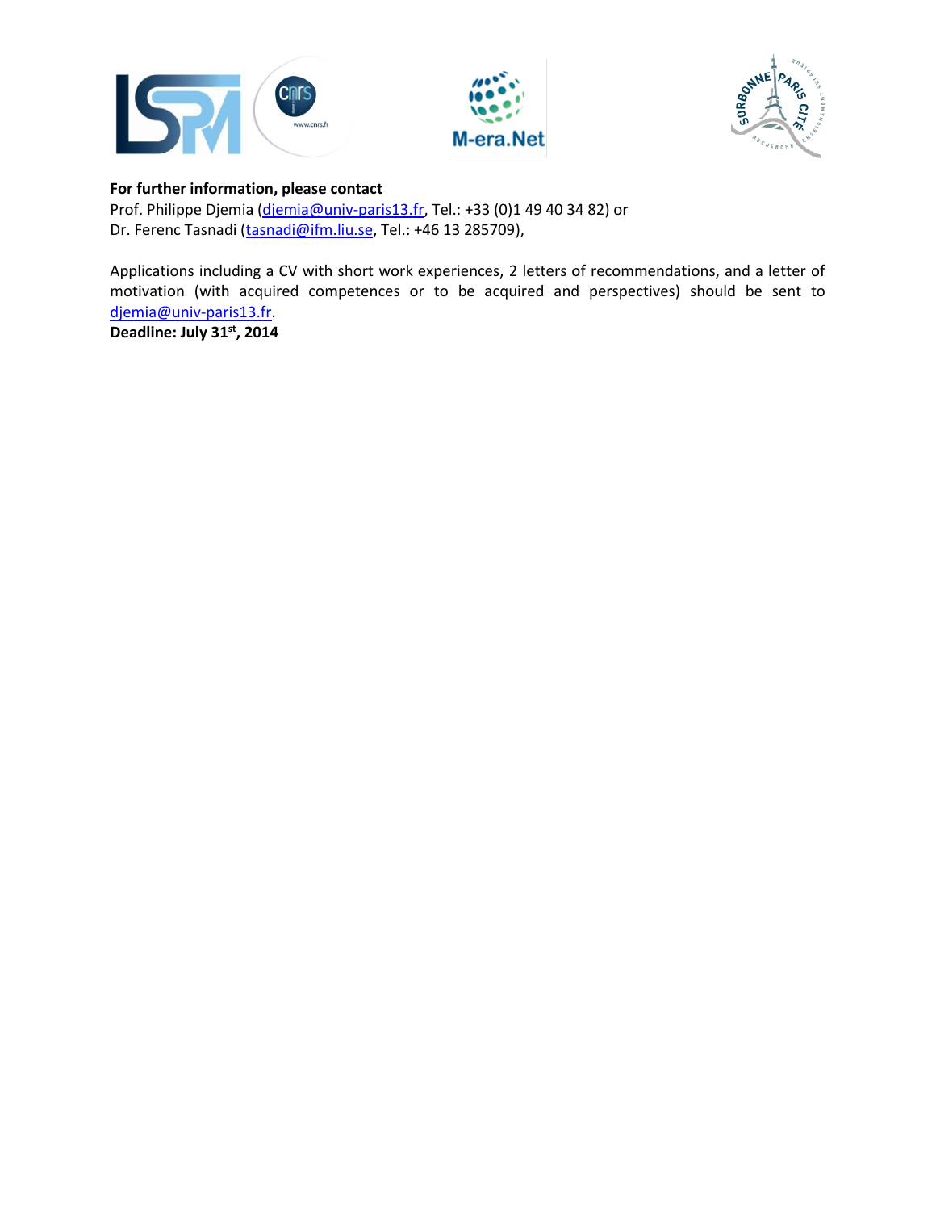**For further information, please contact**
Prof. Philippe Djemia (djemia@univ-paris13.fr, Tel.: +33 (0)1 49 40 34 82) or
Dr. Ferenc Tasnadi (tasnadi@ifm.liu.se, Tel.: +46 13 285709),

Applications including a CV with short work experiences, 2 letters of recommendations, and a letter of motivation (with acquired competences or to be acquired and perspectives) should be sent to djemia@univ-paris13.fr.
**Deadline: July 31st, 2014**